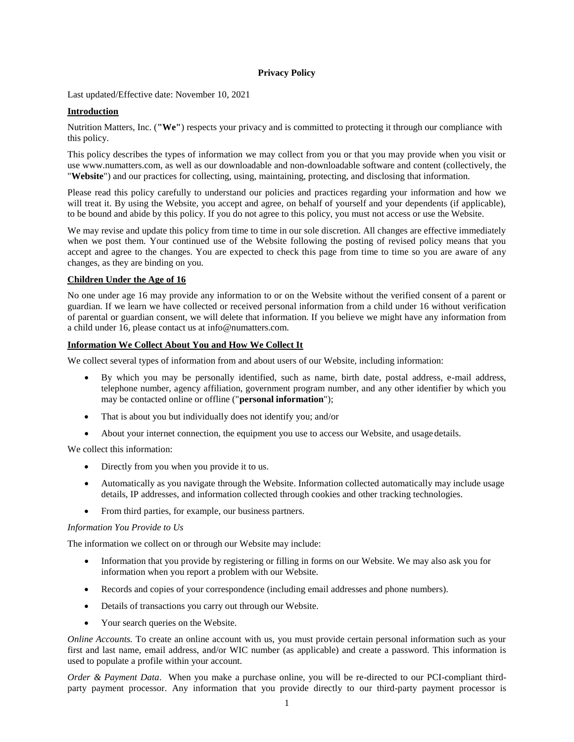# Privacy Policy

Last updated/Effective date: November 10, 2021

## Introduction

Nutrition Matters, Inc. (**"We"**) respects your privacy and is committed to protecting it through our compliance with this policy.

This policy describes the types of information we may collect from you or that you may provide when you visit or use www.numatters.com, as well as our downloadable and non-downloadable software and content (collectively, the "**Website**") and our practices for collecting, using, maintaining, protecting, and disclosing that information.

Please read this policy carefully to understand our policies and practices regarding your information and how we will treat it. By using the Website, you accept and agree, on behalf of yourself and your dependents (if applicable), to be bound and abide by this policy. If you do not agree to this policy, you must not access or use the Website.

We may revise and update this policy from time to time in our sole discretion. All changes are effective immediately when we post them. Your continued use of the Website following the posting of revised policy means that you accept and agree to the changes. You are expected to check this page from time to time so you are aware of any changes, as they are binding on you.

## Children Under the Age of 16

No one under age 16 may provide any information to or on the Website without the verified consent of a parent or guardian. If we learn we have collected or received personal information from a child under 16 without verification of parental or guardian consent, we will delete that information. If you believe we might have any information from a child under 16, please contact us at info@numatters.com.

## Information We Collect About You and How We Collect It

We collect several types of information from and about users of our Website, including information:

- By which you may be personally identified, such as name, birth date, postal address, e-mail address, telephone number, agency affiliation, government program number, and any other identifier by which you may be contacted online or offline ("**personal information**");
- That is about you but individually does not identify you; and/or
- About your internet connection, the equipment you use to access our Website, and usage details.

We collect this information:

- Directly from you when you provide it to us.
- Automatically as you navigate through the Website. Information collected automatically may include usage details, IP addresses, and information collected through cookies and other tracking technologies.
- From third parties, for example, our business partners.

*Information You Provide to Us*

The information we collect on or through our Website may include:

- Information that you provide by registering or filling in forms on our Website. We may also ask you for information when you report a problem with our Website.
- Records and copies of your correspondence (including email addresses and phone numbers).
- Details of transactions you carry out through our Website.
- Your search queries on the Website.

*Online Accounts.* To create an online account with us, you must provide certain personal information such as your first and last name, email address, and/or WIC number (as applicable) and create a password. This information is used to populate a profile within your account.

*Order & Payment Data*. When you make a purchase online, you will be re-directed to our PCI-compliant third-party payment processor. Any information that you provide directly to our third-party payment processor is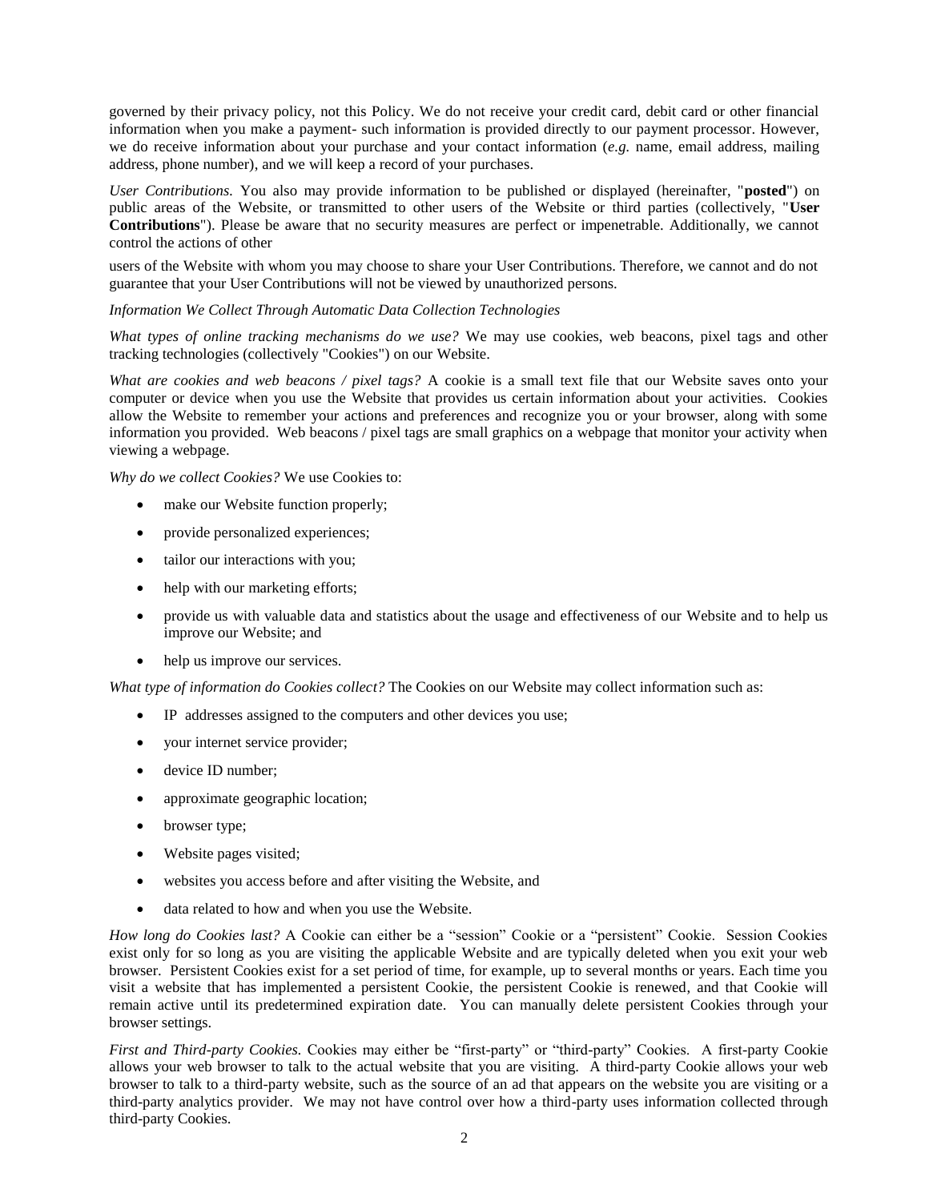governed by their privacy policy, not this Policy. We do not receive your credit card, debit card or other financial information when you make a payment- such information is provided directly to our payment processor. However, we do receive information about your purchase and your contact information (*e.g.* name, email address, mailing address, phone number), and we will keep a record of your purchases.

*User Contributions.* You also may provide information to be published or displayed (hereinafter, "**posted**") on public areas of the Website, or transmitted to other users of the Website or third parties (collectively, "**User Contributions**"). Please be aware that no security measures are perfect or impenetrable. Additionally, we cannot control the actions of other users of the Website with whom you may choose to share your User Contributions. Therefore, we cannot and do not guarantee that your User Contributions will not be viewed by unauthorized persons.

*Information We Collect Through Automatic Data Collection Technologies*

*What types of online tracking mechanisms do we use?* We may use cookies, web beacons, pixel tags and other tracking technologies (collectively "Cookies") on our Website.

*What are cookies and web beacons / pixel tags?* A cookie is a small text file that our Website saves onto your computer or device when you use the Website that provides us certain information about your activities. Cookies allow the Website to remember your actions and preferences and recognize you or your browser, along with some information you provided. Web beacons / pixel tags are small graphics on a webpage that monitor your activity when viewing a webpage.

*Why do we collect Cookies?* We use Cookies to:

- make our Website function properly;
- provide personalized experiences;
- tailor our interactions with you;
- help with our marketing efforts;
- provide us with valuable data and statistics about the usage and effectiveness of our Website and to help us improve our Website; and
- help us improve our services.

*What type of information do Cookies collect?* The Cookies on our Website may collect information such as:

- IP addresses assigned to the computers and other devices you use;
- your internet service provider;
- device ID number;
- approximate geographic location;
- browser type;
- Website pages visited;
- websites you access before and after visiting the Website, and
- data related to how and when you use the Website.

*How long do Cookies last?* A Cookie can either be a "session" Cookie or a "persistent" Cookie. Session Cookies exist only for so long as you are visiting the applicable Website and are typically deleted when you exit your web browser. Persistent Cookies exist for a set period of time, for example, up to several months or years. Each time you visit a website that has implemented a persistent Cookie, the persistent Cookie is renewed, and that Cookie will remain active until its predetermined expiration date. You can manually delete persistent Cookies through your browser settings.

*First and Third-party Cookies.* Cookies may either be "first-party" or "third-party" Cookies. A first-party Cookie allows your web browser to talk to the actual website that you are visiting. A third-party Cookie allows your web browser to talk to a third-party website, such as the source of an ad that appears on the website you are visiting or a third-party analytics provider. We may not have control over how a third-party uses information collected through third-party Cookies.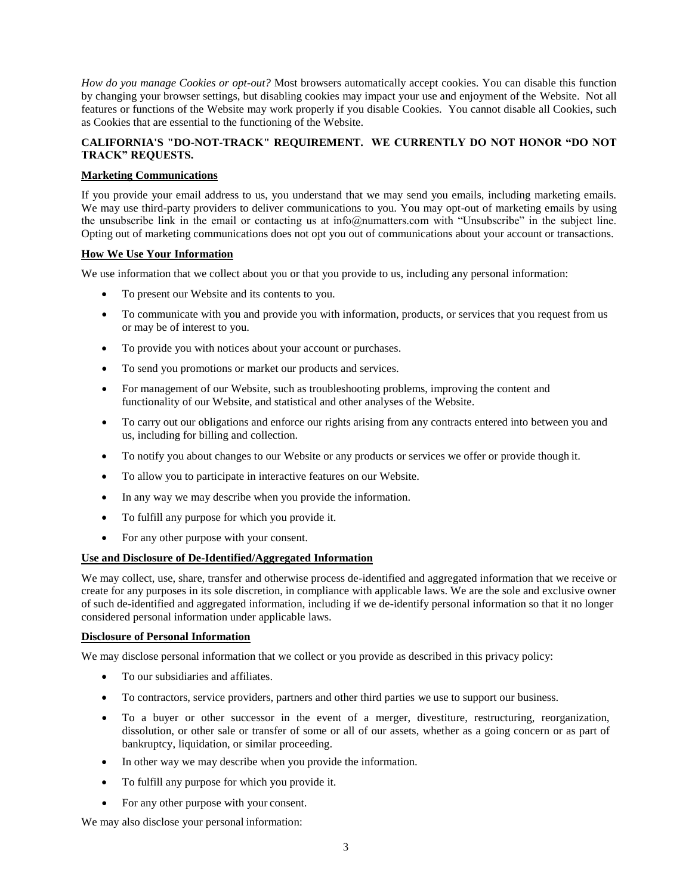*How do you manage Cookies or opt-out?* Most browsers automatically accept cookies. You can disable this function by changing your browser settings, but disabling cookies may impact your use and enjoyment of the Website. Not all features or functions of the Website may work properly if you disable Cookies. You cannot disable all Cookies, such as Cookies that are essential to the functioning of the Website.

**CALIFORNIA'S "DO-NOT-TRACK" REQUIREMENT. WE CURRENTLY DO NOT HONOR "DO NOT TRACK" REQUESTS.**

**Marketing Communications**

If you provide your email address to us, you understand that we may send you emails, including marketing emails. We may use third-party providers to deliver communications to you. You may opt-out of marketing emails by using the unsubscribe link in the email or contacting us at info@numatters.com with "Unsubscribe" in the subject line. Opting out of marketing communications does not opt you out of communications about your account or transactions.

**How We Use Your Information**

We use information that we collect about you or that you provide to us, including any personal information:

- To present our Website and its contents to you.
- To communicate with you and provide you with information, products, or services that you request from us or may be of interest to you.
- To provide you with notices about your account or purchases.
- To send you promotions or market our products and services.
- For management of our Website, such as troubleshooting problems, improving the content and functionality of our Website, and statistical and other analyses of the Website.
- To carry out our obligations and enforce our rights arising from any contracts entered into between you and us, including for billing and collection.
- To notify you about changes to our Website or any products or services we offer or provide though it.
- To allow you to participate in interactive features on our Website.
- In any way we may describe when you provide the information.
- To fulfill any purpose for which you provide it.
- For any other purpose with your consent.

**Use and Disclosure of De-Identified/Aggregated Information**

We may collect, use, share, transfer and otherwise process de-identified and aggregated information that we receive or create for any purposes in its sole discretion, in compliance with applicable laws. We are the sole and exclusive owner of such de-identified and aggregated information, including if we de-identify personal information so that it no longer considered personal information under applicable laws.

**Disclosure of Personal Information**

We may disclose personal information that we collect or you provide as described in this privacy policy:

- To our subsidiaries and affiliates.
- To contractors, service providers, partners and other third parties we use to support our business.
- To a buyer or other successor in the event of a merger, divestiture, restructuring, reorganization, dissolution, or other sale or transfer of some or all of our assets, whether as a going concern or as part of bankruptcy, liquidation, or similar proceeding.
- In other way we may describe when you provide the information.
- To fulfill any purpose for which you provide it.
- For any other purpose with your consent.

We may also disclose your personal information: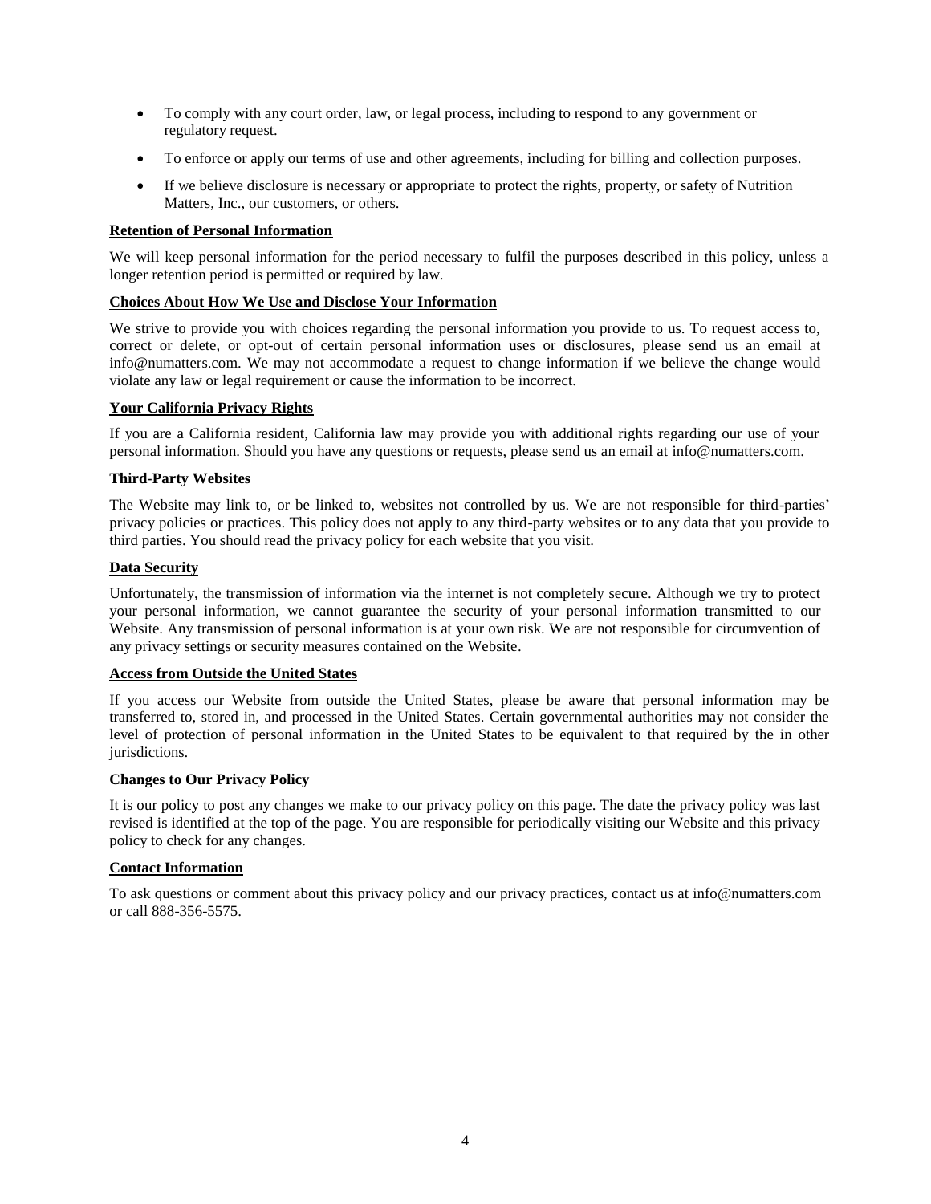- To comply with any court order, law, or legal process, including to respond to any government or regulatory request.
- To enforce or apply our terms of use and other agreements, including for billing and collection purposes.
- If we believe disclosure is necessary or appropriate to protect the rights, property, or safety of Nutrition Matters, Inc., our customers, or others.

**Retention of Personal Information**

We will keep personal information for the period necessary to fulfil the purposes described in this policy, unless a longer retention period is permitted or required by law.

**Choices About How We Use and Disclose Your Information**

We strive to provide you with choices regarding the personal information you provide to us. To request access to, correct or delete, or opt-out of certain personal information uses or disclosures, please send us an email at info@numatters.com. We may not accommodate a request to change information if we believe the change would violate any law or legal requirement or cause the information to be incorrect.

**Your California Privacy Rights**

If you are a California resident, California law may provide you with additional rights regarding our use of your personal information. Should you have any questions or requests, please send us an email at info@numatters.com.

**Third-Party Websites**

The Website may link to, or be linked to, websites not controlled by us. We are not responsible for third-parties' privacy policies or practices. This policy does not apply to any third-party websites or to any data that you provide to third parties. You should read the privacy policy for each website that you visit.

**Data Security**

Unfortunately, the transmission of information via the internet is not completely secure. Although we try to protect your personal information, we cannot guarantee the security of your personal information transmitted to our Website. Any transmission of personal information is at your own risk. We are not responsible for circumvention of any privacy settings or security measures contained on the Website.

**Access from Outside the United States**

If you access our Website from outside the United States, please be aware that personal information may be transferred to, stored in, and processed in the United States. Certain governmental authorities may not consider the level of protection of personal information in the United States to be equivalent to that required by the in other jurisdictions.

**Changes to Our Privacy Policy**

It is our policy to post any changes we make to our privacy policy on this page. The date the privacy policy was last revised is identified at the top of the page. You are responsible for periodically visiting our Website and this privacy policy to check for any changes.

**Contact Information**

To ask questions or comment about this privacy policy and our privacy practices, contact us at info@numatters.com or call 888-356-5575.